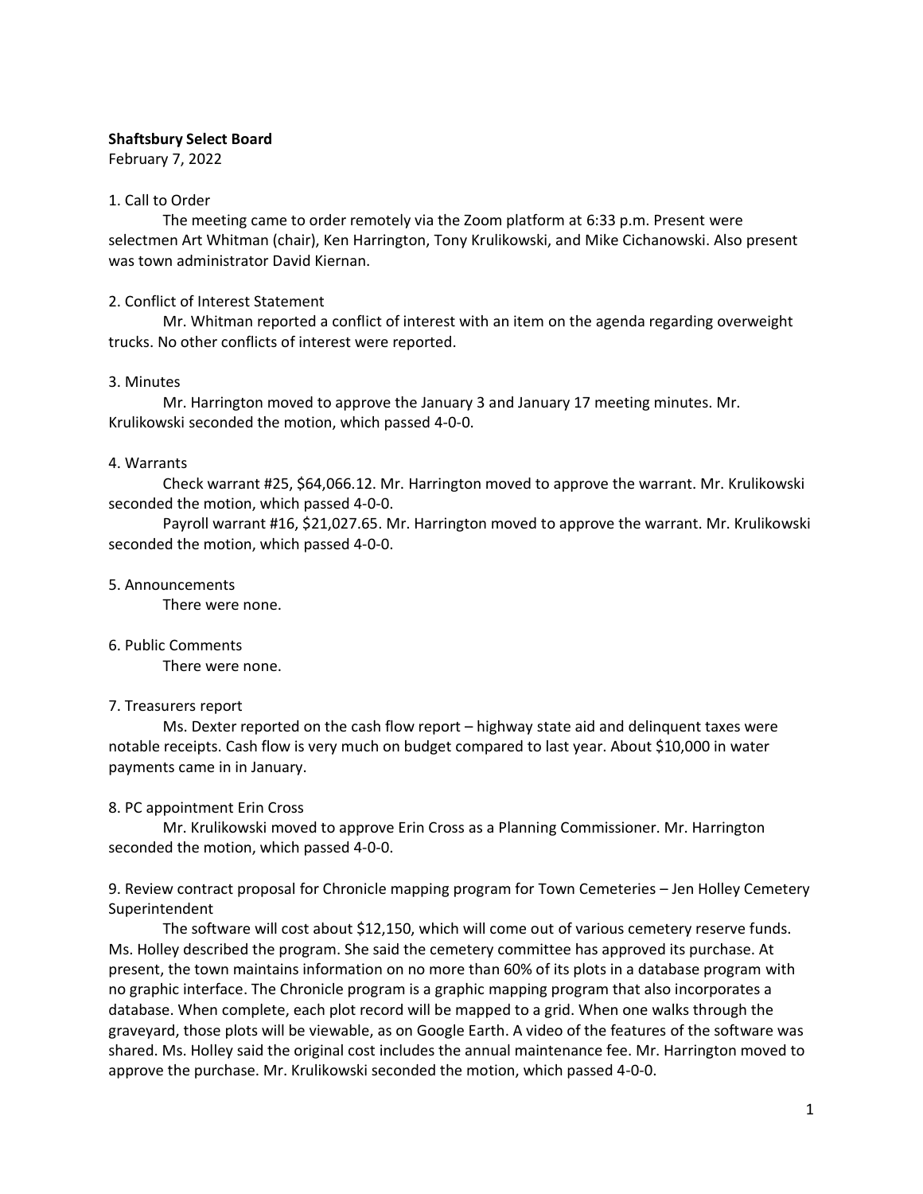**Shaftsbury Select Board**

February 7, 2022

1. Call to Order

The meeting came to order remotely via the Zoom platform at 6:33 p.m. Present were selectmen Art Whitman (chair), Ken Harrington, Tony Krulikowski, and Mike Cichanowski. Also present was town administrator David Kiernan.

2. Conflict of Interest Statement

Mr. Whitman reported a conflict of interest with an item on the agenda regarding overweight trucks. No other conflicts of interest were reported.

3. Minutes

Mr. Harrington moved to approve the January 3 and January 17 meeting minutes. Mr. Krulikowski seconded the motion, which passed 4-0-0.

4. Warrants

Check warrant #25, $64,066.12. Mr. Harrington moved to approve the warrant. Mr. Krulikowski seconded the motion, which passed 4-0-0.

Payroll warrant #16, $21,027.65. Mr. Harrington moved to approve the warrant. Mr. Krulikowski seconded the motion, which passed 4-0-0.

5. Announcements

There were none.

6. Public Comments

There were none.

7. Treasurers report

Ms. Dexter reported on the cash flow report – highway state aid and delinquent taxes were notable receipts. Cash flow is very much on budget compared to last year. About $10,000 in water payments came in in January.

8. PC appointment Erin Cross

Mr. Krulikowski moved to approve Erin Cross as a Planning Commissioner. Mr. Harrington seconded the motion, which passed 4-0-0.

9. Review contract proposal for Chronicle mapping program for Town Cemeteries – Jen Holley Cemetery Superintendent

The software will cost about $12,150, which will come out of various cemetery reserve funds. Ms. Holley described the program. She said the cemetery committee has approved its purchase. At present, the town maintains information on no more than 60% of its plots in a database program with no graphic interface. The Chronicle program is a graphic mapping program that also incorporates a database. When complete, each plot record will be mapped to a grid. When one walks through the graveyard, those plots will be viewable, as on Google Earth. A video of the features of the software was shared. Ms. Holley said the original cost includes the annual maintenance fee. Mr. Harrington moved to approve the purchase. Mr. Krulikowski seconded the motion, which passed 4-0-0.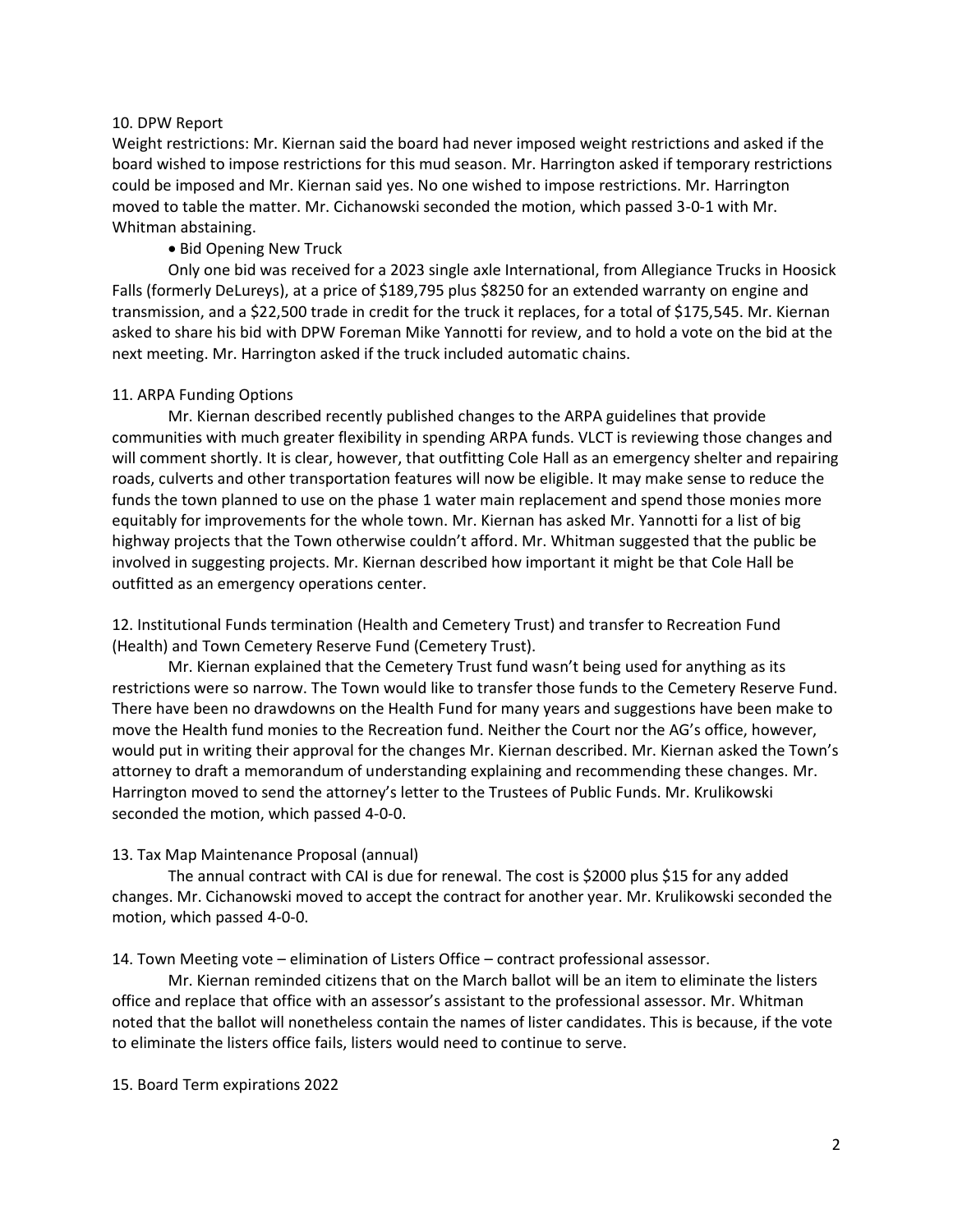10. DPW Report

Weight restrictions: Mr. Kiernan said the board had never imposed weight restrictions and asked if the board wished to impose restrictions for this mud season. Mr. Harrington asked if temporary restrictions could be imposed and Mr. Kiernan said yes. No one wished to impose restrictions. Mr. Harrington moved to table the matter. Mr. Cichanowski seconded the motion, which passed 3-0-1 with Mr. Whitman abstaining.

- Bid Opening New Truck

Only one bid was received for a 2023 single axle International, from Allegiance Trucks in Hoosick Falls (formerly DeLureys), at a price of $189,795 plus $8250 for an extended warranty on engine and transmission, and a $22,500 trade in credit for the truck it replaces, for a total of $175,545. Mr. Kiernan asked to share his bid with DPW Foreman Mike Yannotti for review, and to hold a vote on the bid at the next meeting. Mr. Harrington asked if the truck included automatic chains.

11. ARPA Funding Options

Mr. Kiernan described recently published changes to the ARPA guidelines that provide communities with much greater flexibility in spending ARPA funds. VLCT is reviewing those changes and will comment shortly. It is clear, however, that outfitting Cole Hall as an emergency shelter and repairing roads, culverts and other transportation features will now be eligible. It may make sense to reduce the funds the town planned to use on the phase 1 water main replacement and spend those monies more equitably for improvements for the whole town. Mr. Kiernan has asked Mr. Yannotti for a list of big highway projects that the Town otherwise couldn't afford. Mr. Whitman suggested that the public be involved in suggesting projects. Mr. Kiernan described how important it might be that Cole Hall be outfitted as an emergency operations center.

12. Institutional Funds termination (Health and Cemetery Trust) and transfer to Recreation Fund (Health) and Town Cemetery Reserve Fund (Cemetery Trust).

Mr. Kiernan explained that the Cemetery Trust fund wasn't being used for anything as its restrictions were so narrow. The Town would like to transfer those funds to the Cemetery Reserve Fund. There have been no drawdowns on the Health Fund for many years and suggestions have been make to move the Health fund monies to the Recreation fund. Neither the Court nor the AG's office, however, would put in writing their approval for the changes Mr. Kiernan described. Mr. Kiernan asked the Town's attorney to draft a memorandum of understanding explaining and recommending these changes. Mr. Harrington moved to send the attorney's letter to the Trustees of Public Funds. Mr. Krulikowski seconded the motion, which passed 4-0-0.

13. Tax Map Maintenance Proposal (annual)

The annual contract with CAI is due for renewal. The cost is $2000 plus $15 for any added changes. Mr. Cichanowski moved to accept the contract for another year. Mr. Krulikowski seconded the motion, which passed 4-0-0.

14. Town Meeting vote – elimination of Listers Office – contract professional assessor.

Mr. Kiernan reminded citizens that on the March ballot will be an item to eliminate the listers office and replace that office with an assessor's assistant to the professional assessor. Mr. Whitman noted that the ballot will nonetheless contain the names of lister candidates. This is because, if the vote to eliminate the listers office fails, listers would need to continue to serve.

15. Board Term expirations 2022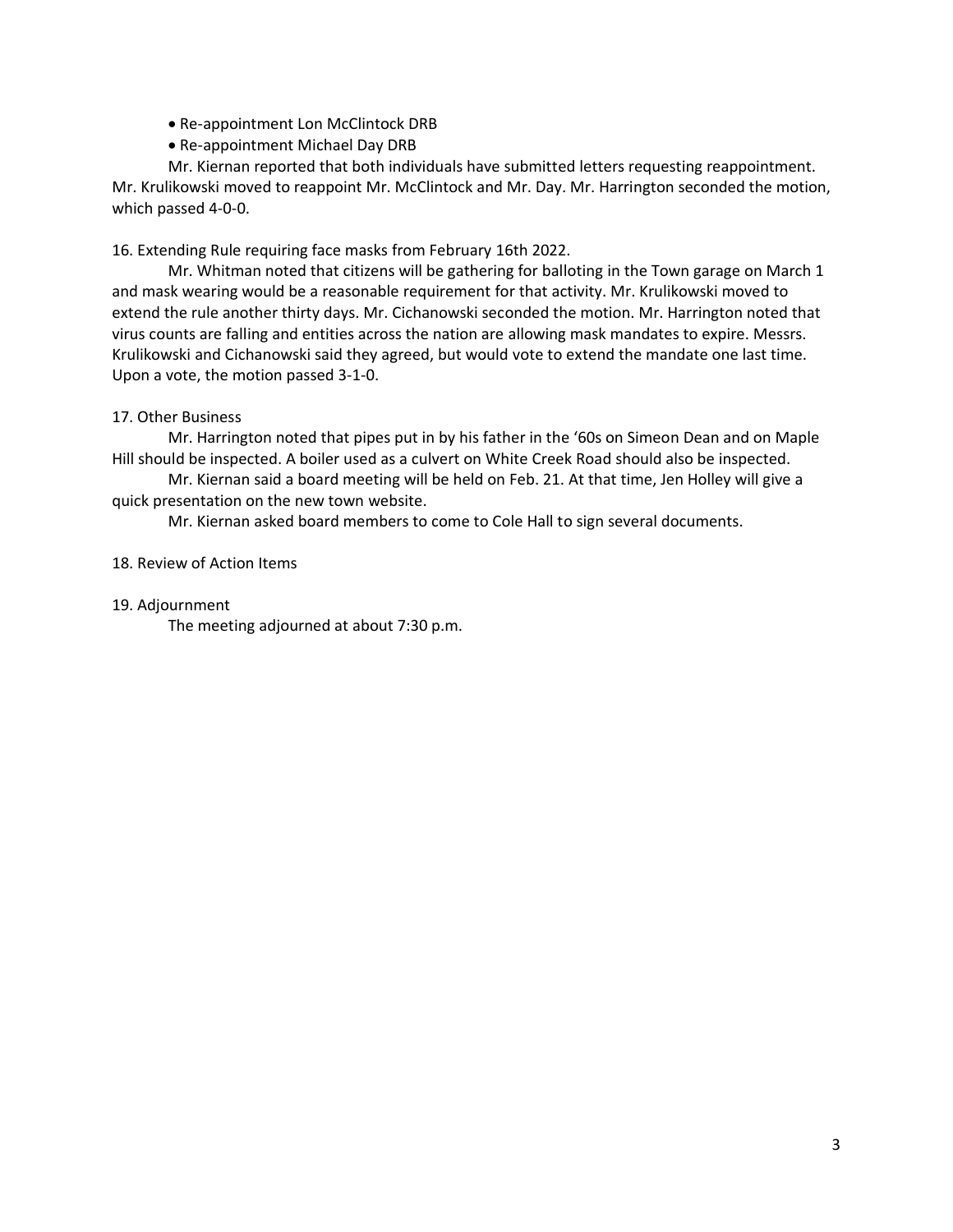- Re-appointment Lon McClintock DRB
- Re-appointment Michael Day DRB

Mr. Kiernan reported that both individuals have submitted letters requesting reappointment. Mr. Krulikowski moved to reappoint Mr. McClintock and Mr. Day. Mr. Harrington seconded the motion, which passed 4-0-0.

16. Extending Rule requiring face masks from February 16th 2022.

Mr. Whitman noted that citizens will be gathering for balloting in the Town garage on March 1 and mask wearing would be a reasonable requirement for that activity. Mr. Krulikowski moved to extend the rule another thirty days. Mr. Cichanowski seconded the motion. Mr. Harrington noted that virus counts are falling and entities across the nation are allowing mask mandates to expire. Messrs. Krulikowski and Cichanowski said they agreed, but would vote to extend the mandate one last time. Upon a vote, the motion passed 3-1-0.

17. Other Business

Mr. Harrington noted that pipes put in by his father in the '60s on Simeon Dean and on Maple Hill should be inspected. A boiler used as a culvert on White Creek Road should also be inspected.

Mr. Kiernan said a board meeting will be held on Feb. 21. At that time, Jen Holley will give a quick presentation on the new town website.

Mr. Kiernan asked board members to come to Cole Hall to sign several documents.

18. Review of Action Items

19. Adjournment

The meeting adjourned at about 7:30 p.m.